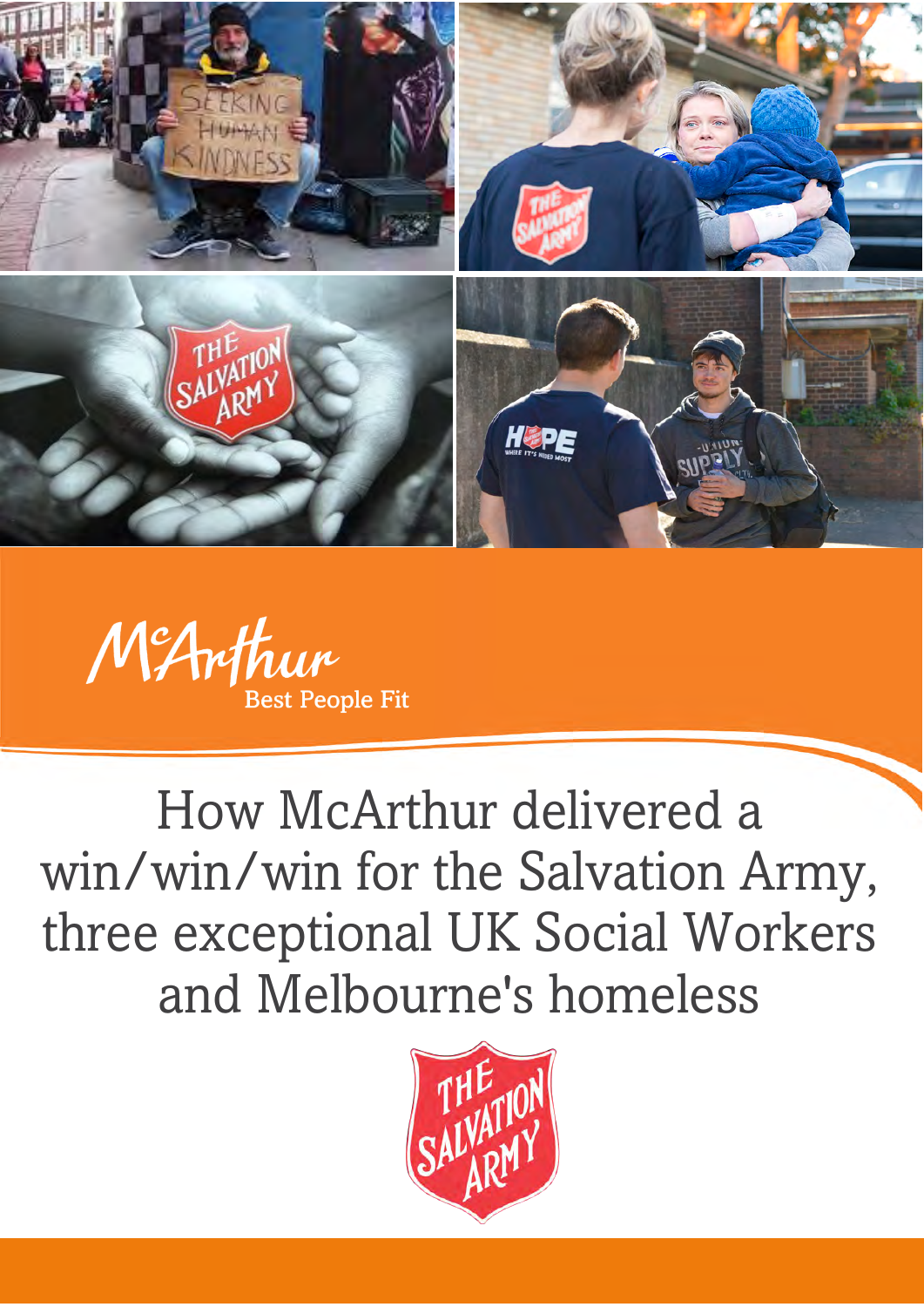McArthur

Best People Fit

# How McArthur delivered a win/win/win for the Salvation Army, three exceptional UK Social Workers and Melbourne's homeless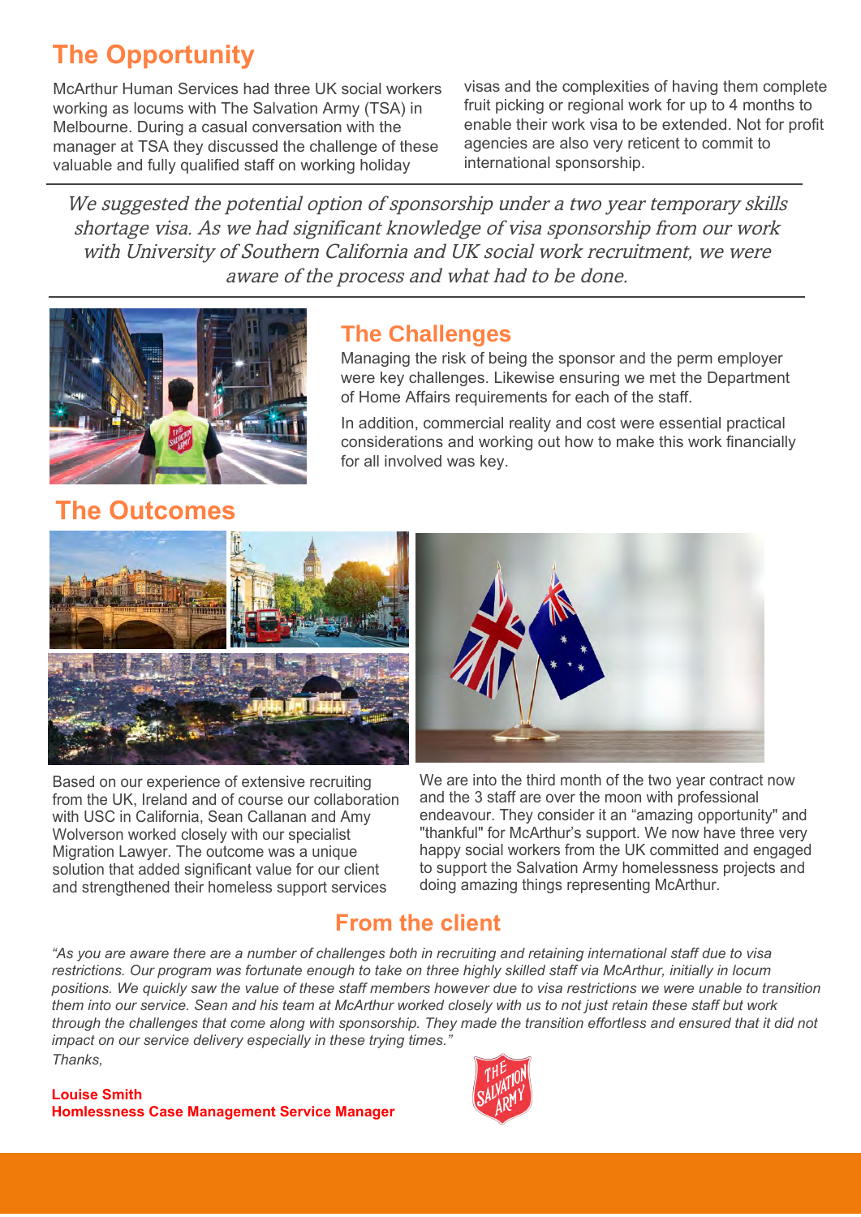## The Opportunity

McArthur Human Services had three UK social workers working as locums with The Salvation Army (TSA) in Melbourne. During a casual conversation with the manager at TSA they discussed the challenge of these valuable and fully qualified staff on working holiday visas and the complexities of having them complete fruit picking or regional work for up to 4 months to enable their work visa to be extended. Not for profit agencies are also very reticent to commit to international sponsorship.

*We suggested the potential option of sponsorship under a two year temporary skills shortage visa. As we had significant knowledge of visa sponsorship from our work with University of Southern California and UK social work recruitment, we were aware of the process and what had to be done.*

## The Challenges

Managing the risk of being the sponsor and the perm employer were key challenges. Likewise ensuring we met the Department of Home Affairs requirements for each of the staff.

In addition, commercial reality and cost were essential practical considerations and working out how to make this work financially for all involved was key.

## The Outcomes

Based on our experience of extensive recruiting from the UK, Ireland and of course our collaboration with USC in California, Sean Callanan and Amy Wolverson worked closely with our specialist Migration Lawyer. The outcome was a unique solution that added significant value for our client and strengthened their homeless support services

We are into the third month of the two year contract now and the 3 staff are over the moon with professional endeavour. They consider it an "amazing opportunity" and "thankful" for McArthur's support. We now have three very happy social workers from the UK committed and engaged to support the Salvation Army homelessness projects and doing amazing things representing McArthur.

## From the client

*"As you are aware there are a number of challenges both in recruiting and retaining international staff due to visa restrictions. Our program was fortunate enough to take on three highly skilled staff via McArthur, initially in locum positions. We quickly saw the value of these staff members however due to visa restrictions we were unable to transition them into our service. Sean and his team at McArthur worked closely with us to not just retain these staff but work through the challenges that come along with sponsorship. They made the transition effortless and ensured that it did not impact on our service delivery especially in these trying times."*

*Thanks,*

**Louise Smith**
**Homlessness Case Management Service Manager**